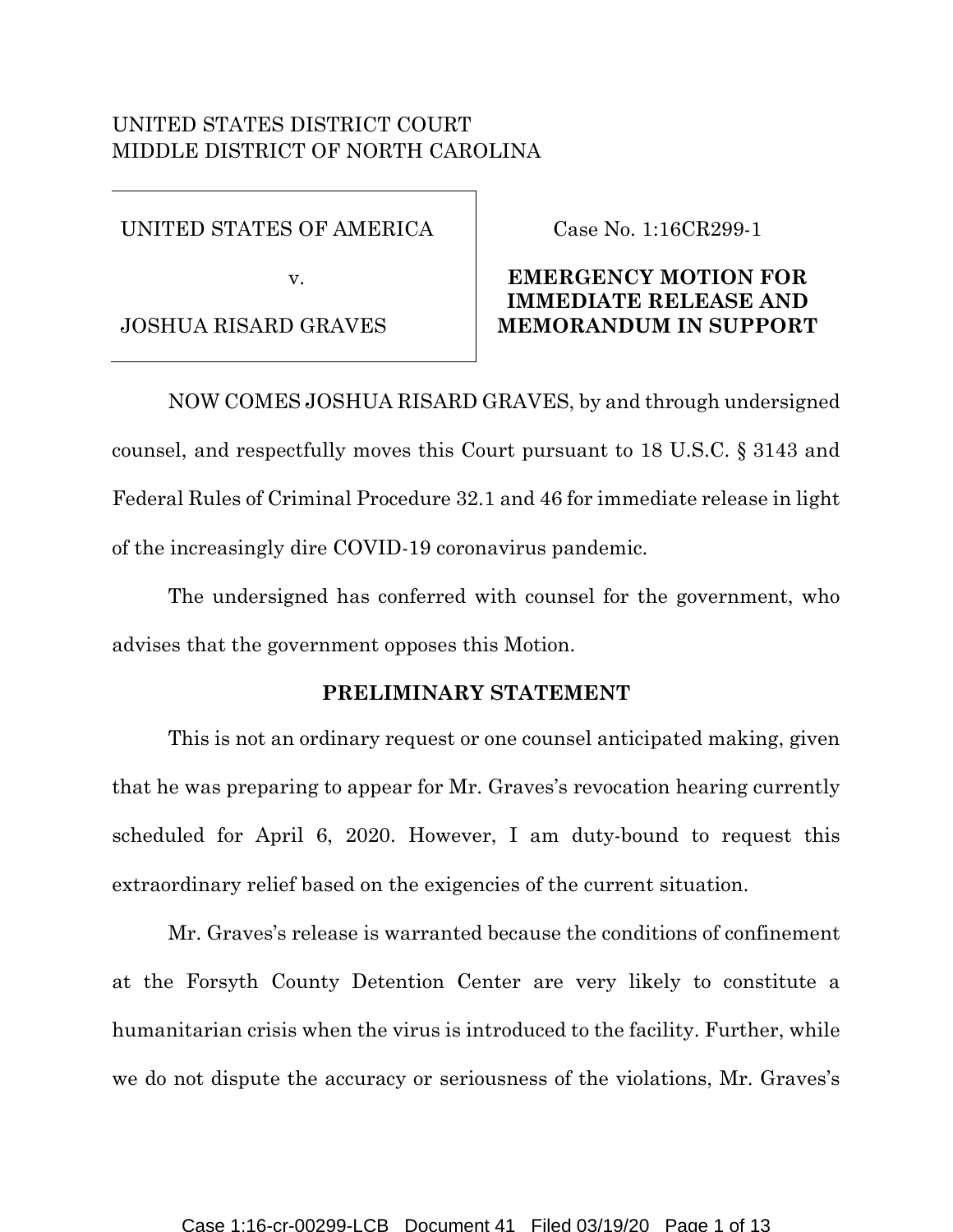UNITED STATES DISTRICT COURT
MIDDLE DISTRICT OF NORTH CAROLINA

| | |
|---|---|
| UNITED STATES OF AMERICA<br><br>v.<br><br>JOSHUA RISARD GRAVES | Case No. 1:16CR299-1<br><br>**EMERGENCY MOTION FOR IMMEDIATE RELEASE AND MEMORANDUM IN SUPPORT** |

NOW COMES JOSHUA RISARD GRAVES, by and through undersigned counsel, and respectfully moves this Court pursuant to 18 U.S.C. § 3143 and Federal Rules of Criminal Procedure 32.1 and 46 for immediate release in light of the increasingly dire COVID-19 coronavirus pandemic.

The undersigned has conferred with counsel for the government, who advises that the government opposes this Motion.

## PRELIMINARY STATEMENT

This is not an ordinary request or one counsel anticipated making, given that he was preparing to appear for Mr. Graves's revocation hearing currently scheduled for April 6, 2020. However, I am duty-bound to request this extraordinary relief based on the exigencies of the current situation.

Mr. Graves's release is warranted because the conditions of confinement at the Forsyth County Detention Center are very likely to constitute a humanitarian crisis when the virus is introduced to the facility. Further, while we do not dispute the accuracy or seriousness of the violations, Mr. Graves's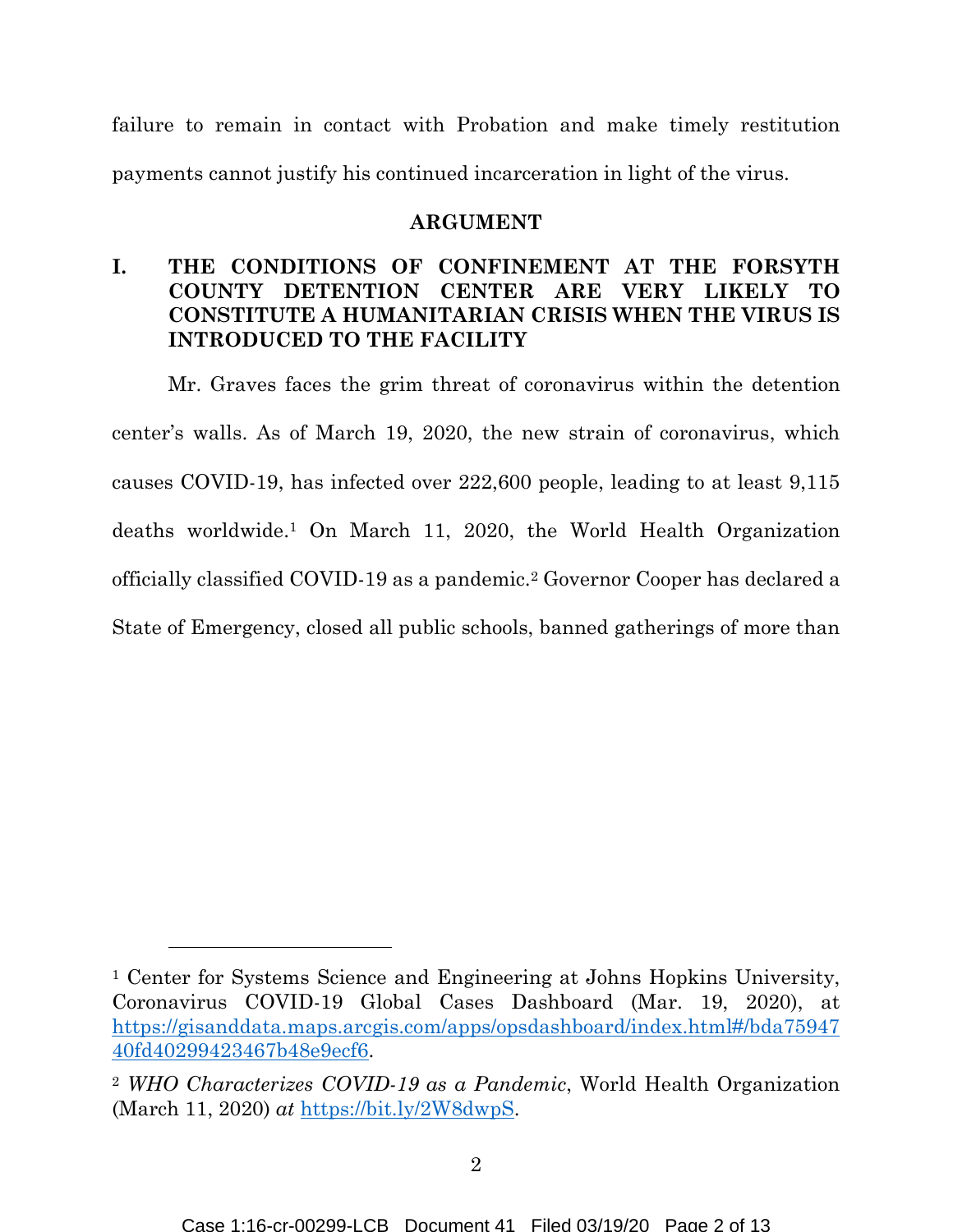failure to remain in contact with Probation and make timely restitution payments cannot justify his continued incarceration in light of the virus.

## ARGUMENT

### I. THE CONDITIONS OF CONFINEMENT AT THE FORSYTH COUNTY DETENTION CENTER ARE VERY LIKELY TO CONSTITUTE A HUMANITARIAN CRISIS WHEN THE VIRUS IS INTRODUCED TO THE FACILITY

Mr. Graves faces the grim threat of coronavirus within the detention center's walls. As of March 19, 2020, the new strain of coronavirus, which causes COVID-19, has infected over 222,600 people, leading to at least 9,115 deaths worldwide.[1] On March 11, 2020, the World Health Organization officially classified COVID-19 as a pandemic.[2] Governor Cooper has declared a State of Emergency, closed all public schools, banned gatherings of more than

---

[1] Center for Systems Science and Engineering at Johns Hopkins University, Coronavirus COVID-19 Global Cases Dashboard (Mar. 19, 2020), at [https://gisanddata.maps.arcgis.com/apps/opsdashboard/index.html#/bda7594740fd40299423467b48e9ecf6](https://gisanddata.maps.arcgis.com/apps/opsdashboard/index.html#/bda7594740fd40299423467b48e9ecf6).

[2] *WHO Characterizes COVID-19 as a Pandemic*, World Health Organization (March 11, 2020) *at* [https://bit.ly/2W8dwpS](https://bit.ly/2W8dwpS).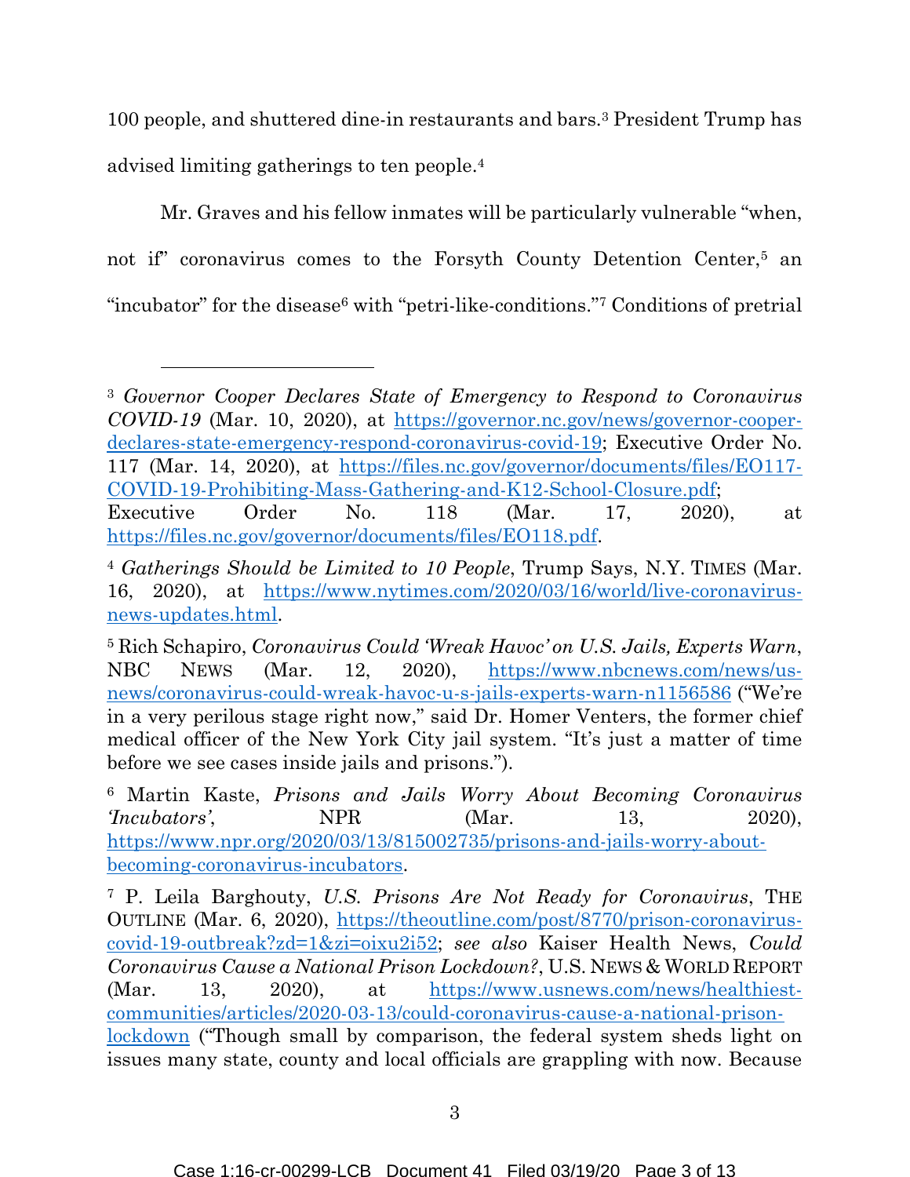100 people, and shuttered dine-in restaurants and bars.[3] President Trump has advised limiting gatherings to ten people.[4]

Mr. Graves and his fellow inmates will be particularly vulnerable "when, not if" coronavirus comes to the Forsyth County Detention Center,[5] an "incubator" for the disease[6] with "petri-like-conditions."[7] Conditions of pretrial

---

[3] *Governor Cooper Declares State of Emergency to Respond to Coronavirus COVID-19* (Mar. 10, 2020), at https://governor.nc.gov/news/governor-cooper-declares-state-emergency-respond-coronavirus-covid-19; Executive Order No. 117 (Mar. 14, 2020), at https://files.nc.gov/governor/documents/files/EO117-COVID-19-Prohibiting-Mass-Gathering-and-K12-School-Closure.pdf; Executive Order No. 118 (Mar. 17, 2020), at https://files.nc.gov/governor/documents/files/EO118.pdf.

[4] *Gatherings Should be Limited to 10 People*, Trump Says, N.Y. TIMES (Mar. 16, 2020), at https://www.nytimes.com/2020/03/16/world/live-coronavirus-news-updates.html.

[5] Rich Schapiro, *Coronavirus Could 'Wreak Havoc' on U.S. Jails, Experts Warn*, NBC NEWS (Mar. 12, 2020), https://www.nbcnews.com/news/us-news/coronavirus-could-wreak-havoc-u-s-jails-experts-warn-n1156586 ("We're in a very perilous stage right now," said Dr. Homer Venters, the former chief medical officer of the New York City jail system. "It's just a matter of time before we see cases inside jails and prisons.").

[6] Martin Kaste, *Prisons and Jails Worry About Becoming Coronavirus 'Incubators'*, NPR (Mar. 13, 2020), https://www.npr.org/2020/03/13/815002735/prisons-and-jails-worry-about-becoming-coronavirus-incubators.

[7] P. Leila Barghouty, *U.S. Prisons Are Not Ready for Coronavirus*, THE OUTLINE (Mar. 6, 2020), https://theoutline.com/post/8770/prison-coronavirus-covid-19-outbreak?zd=1&zi=oixu2i52; *see also* Kaiser Health News, *Could Coronavirus Cause a National Prison Lockdown?*, U.S. NEWS & WORLD REPORT (Mar. 13, 2020), at https://www.usnews.com/news/healthiest-communities/articles/2020-03-13/could-coronavirus-cause-a-national-prison-lockdown ("Though small by comparison, the federal system sheds light on issues many state, county and local officials are grappling with now. Because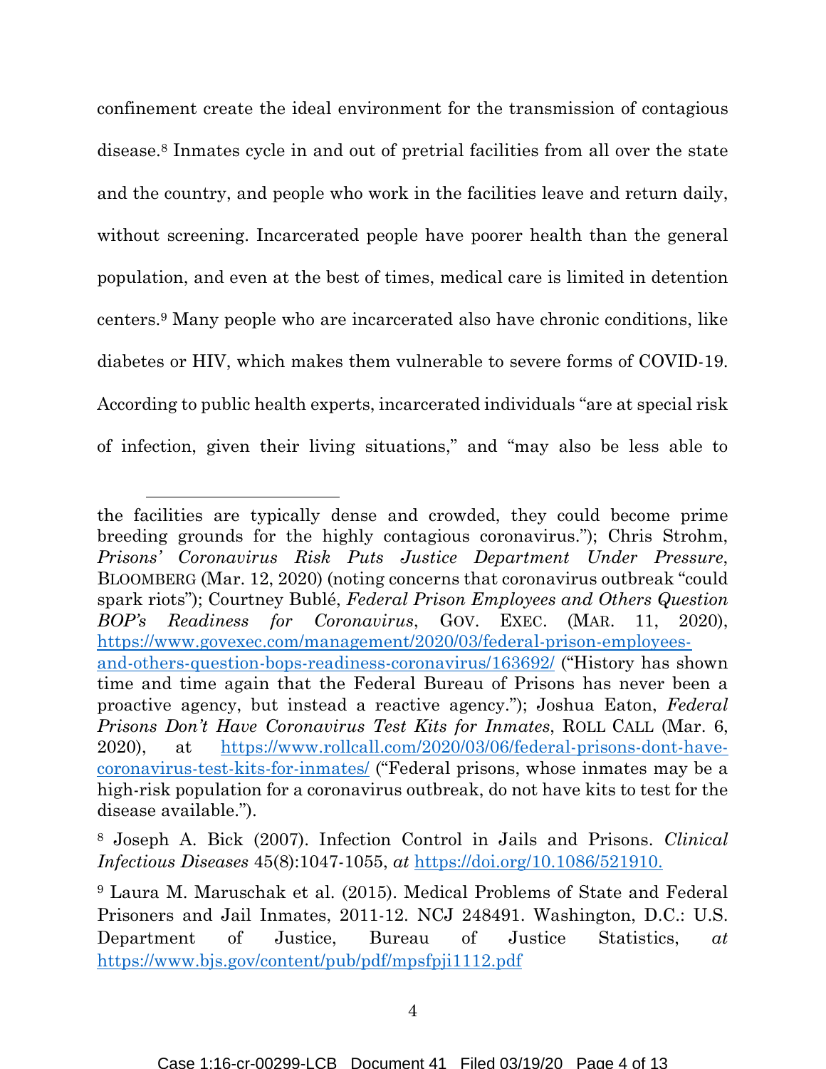confinement create the ideal environment for the transmission of contagious disease.[8] Inmates cycle in and out of pretrial facilities from all over the state and the country, and people who work in the facilities leave and return daily, without screening. Incarcerated people have poorer health than the general population, and even at the best of times, medical care is limited in detention centers.[9] Many people who are incarcerated also have chronic conditions, like diabetes or HIV, which makes them vulnerable to severe forms of COVID-19. According to public health experts, incarcerated individuals "are at special risk of infection, given their living situations," and "may also be less able to

---

the facilities are typically dense and crowded, they could become prime breeding grounds for the highly contagious coronavirus."); Chris Strohm, *Prisons' Coronavirus Risk Puts Justice Department Under Pressure*, BLOOMBERG (Mar. 12, 2020) (noting concerns that coronavirus outbreak "could spark riots"); Courtney Bublé, *Federal Prison Employees and Others Question BOP's Readiness for Coronavirus*, GOV. EXEC. (MAR. 11, 2020), https://www.govexec.com/management/2020/03/federal-prison-employees-and-others-question-bops-readiness-coronavirus/163692/ ("History has shown time and time again that the Federal Bureau of Prisons has never been a proactive agency, but instead a reactive agency."); Joshua Eaton, *Federal Prisons Don't Have Coronavirus Test Kits for Inmates*, ROLL CALL (Mar. 6, 2020), at https://www.rollcall.com/2020/03/06/federal-prisons-dont-have-coronavirus-test-kits-for-inmates/ ("Federal prisons, whose inmates may be a high-risk population for a coronavirus outbreak, do not have kits to test for the disease available.").

[8] Joseph A. Bick (2007). Infection Control in Jails and Prisons. *Clinical Infectious Diseases* 45(8):1047-1055, *at* https://doi.org/10.1086/521910.

[9] Laura M. Maruschak et al. (2015). Medical Problems of State and Federal Prisoners and Jail Inmates, 2011-12. NCJ 248491. Washington, D.C.: U.S. Department of Justice, Bureau of Justice Statistics, *at* https://www.bjs.gov/content/pub/pdf/mpsfpji1112.pdf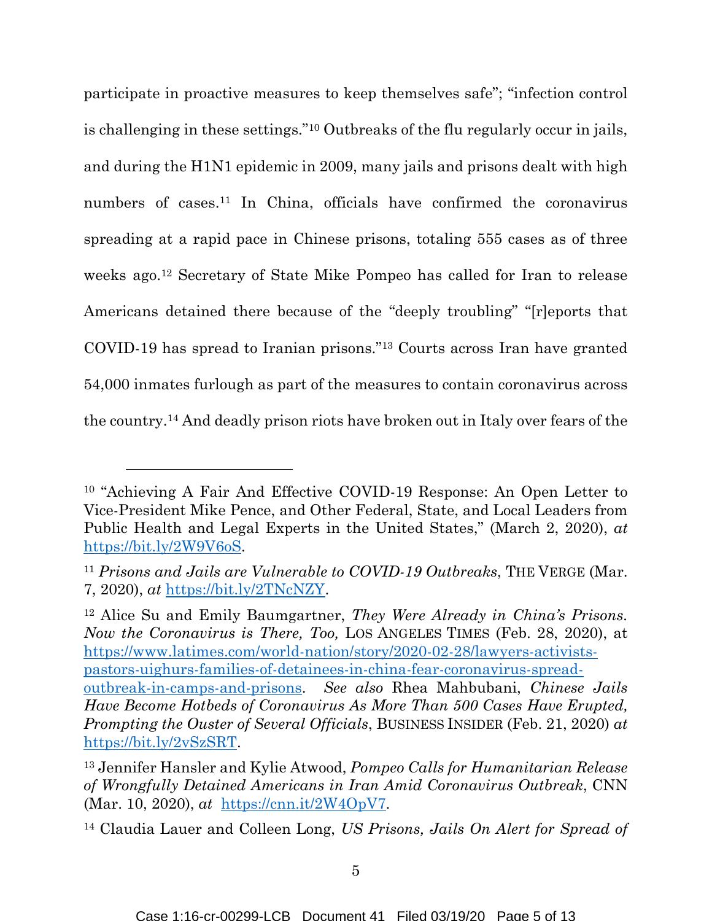participate in proactive measures to keep themselves safe"; "infection control is challenging in these settings."[10] Outbreaks of the flu regularly occur in jails, and during the H1N1 epidemic in 2009, many jails and prisons dealt with high numbers of cases.[11] In China, officials have confirmed the coronavirus spreading at a rapid pace in Chinese prisons, totaling 555 cases as of three weeks ago.[12] Secretary of State Mike Pompeo has called for Iran to release Americans detained there because of the "deeply troubling" "[r]eports that COVID-19 has spread to Iranian prisons."[13] Courts across Iran have granted 54,000 inmates furlough as part of the measures to contain coronavirus across the country.[14] And deadly prison riots have broken out in Italy over fears of the

---

[10] "Achieving A Fair And Effective COVID-19 Response: An Open Letter to Vice-President Mike Pence, and Other Federal, State, and Local Leaders from Public Health and Legal Experts in the United States," (March 2, 2020), *at* https://bit.ly/2W9V6oS.

[11] *Prisons and Jails are Vulnerable to COVID-19 Outbreaks*, THE VERGE (Mar. 7, 2020), *at* https://bit.ly/2TNcNZY.

[12] Alice Su and Emily Baumgartner, *They Were Already in China's Prisons. Now the Coronavirus is There, Too,* LOS ANGELES TIMES (Feb. 28, 2020), at https://www.latimes.com/world-nation/story/2020-02-28/lawyers-activists-pastors-uighurs-families-of-detainees-in-china-fear-coronavirus-spread-outbreak-in-camps-and-prisons. *See also* Rhea Mahbubani, *Chinese Jails Have Become Hotbeds of Coronavirus As More Than 500 Cases Have Erupted, Prompting the Ouster of Several Officials*, BUSINESS INSIDER (Feb. 21, 2020) *at* https://bit.ly/2vSzSRT.

[13] Jennifer Hansler and Kylie Atwood, *Pompeo Calls for Humanitarian Release of Wrongfully Detained Americans in Iran Amid Coronavirus Outbreak*, CNN (Mar. 10, 2020), *at* https://cnn.it/2W4OpV7.

[14] Claudia Lauer and Colleen Long, *US Prisons, Jails On Alert for Spread of*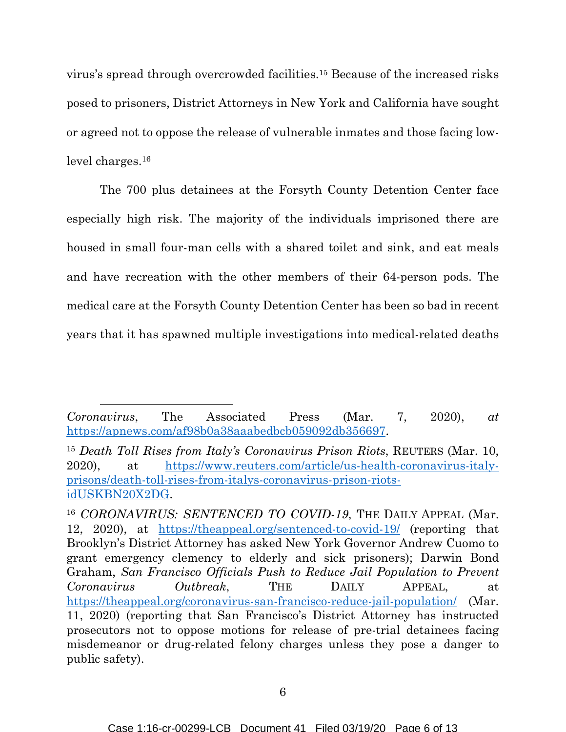virus's spread through overcrowded facilities.[15] Because of the increased risks posed to prisoners, District Attorneys in New York and California have sought or agreed not to oppose the release of vulnerable inmates and those facing low-level charges.[16]

The 700 plus detainees at the Forsyth County Detention Center face especially high risk. The majority of the individuals imprisoned there are housed in small four-man cells with a shared toilet and sink, and eat meals and have recreation with the other members of their 64-person pods. The medical care at the Forsyth County Detention Center has been so bad in recent years that it has spawned multiple investigations into medical-related deaths

---

*Coronavirus*, The Associated Press (Mar. 7, 2020), *at* https://apnews.com/af98b0a38aaabedbcb059092db356697.

[15] *Death Toll Rises from Italy's Coronavirus Prison Riots*, REUTERS (Mar. 10, 2020), at https://www.reuters.com/article/us-health-coronavirus-italy-prisons/death-toll-rises-from-italys-coronavirus-prison-riots-idUSKBN20X2DG.

[16] *CORONAVIRUS: SENTENCED TO COVID-19*, THE DAILY APPEAL (Mar. 12, 2020), at https://theappeal.org/sentenced-to-covid-19/ (reporting that Brooklyn's District Attorney has asked New York Governor Andrew Cuomo to grant emergency clemency to elderly and sick prisoners); Darwin Bond Graham, *San Francisco Officials Push to Reduce Jail Population to Prevent Coronavirus Outbreak*, THE DAILY APPEAL, at https://theappeal.org/coronavirus-san-francisco-reduce-jail-population/ (Mar. 11, 2020) (reporting that San Francisco's District Attorney has instructed prosecutors not to oppose motions for release of pre-trial detainees facing misdemeanor or drug-related felony charges unless they pose a danger to public safety).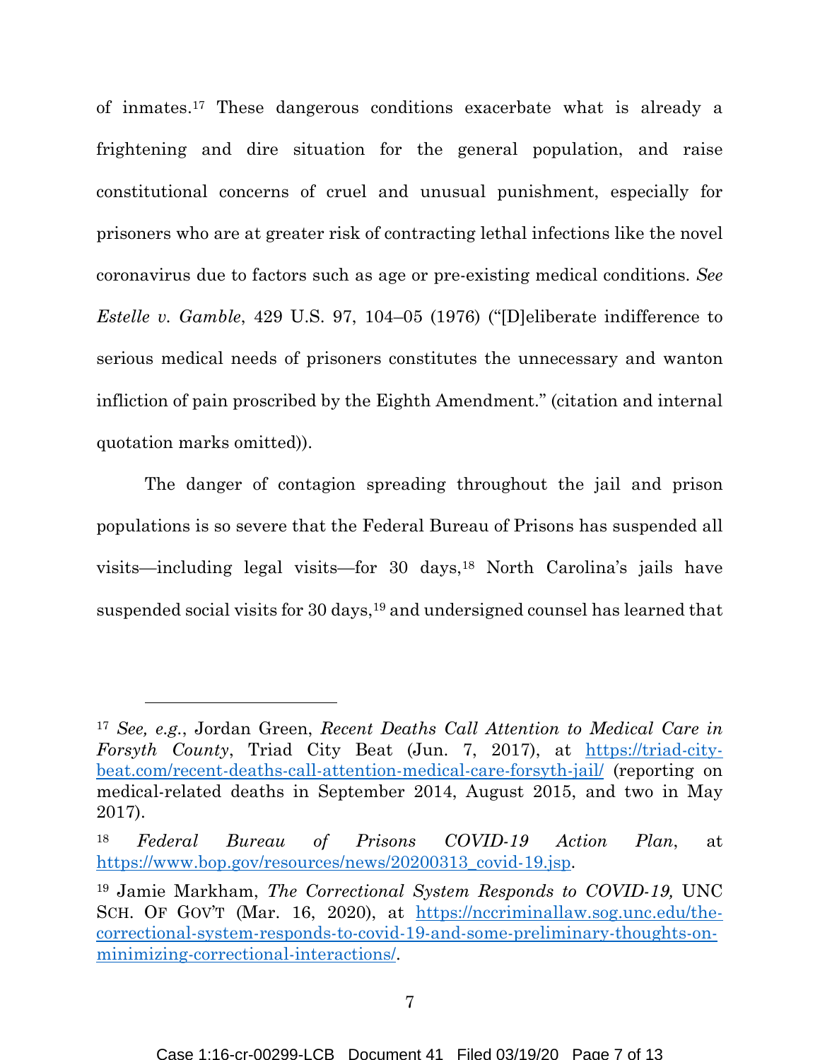of inmates.[17] These dangerous conditions exacerbate what is already a frightening and dire situation for the general population, and raise constitutional concerns of cruel and unusual punishment, especially for prisoners who are at greater risk of contracting lethal infections like the novel coronavirus due to factors such as age or pre-existing medical conditions. *See Estelle v. Gamble*, 429 U.S. 97, 104–05 (1976) ("[D]eliberate indifference to serious medical needs of prisoners constitutes the unnecessary and wanton infliction of pain proscribed by the Eighth Amendment." (citation and internal quotation marks omitted)).

The danger of contagion spreading throughout the jail and prison populations is so severe that the Federal Bureau of Prisons has suspended all visits—including legal visits—for 30 days,[18] North Carolina's jails have suspended social visits for 30 days,[19] and undersigned counsel has learned that

---

[17] *See, e.g.*, Jordan Green, *Recent Deaths Call Attention to Medical Care in Forsyth County*, Triad City Beat (Jun. 7, 2017), at https://triad-city-beat.com/recent-deaths-call-attention-medical-care-forsyth-jail/ (reporting on medical-related deaths in September 2014, August 2015, and two in May 2017).

[18] *Federal Bureau of Prisons COVID-19 Action Plan*, at https://www.bop.gov/resources/news/20200313_covid-19.jsp.

[19] Jamie Markham, *The Correctional System Responds to COVID-19,* UNC SCH. OF GOV'T (Mar. 16, 2020), at https://nccriminallaw.sog.unc.edu/the-correctional-system-responds-to-covid-19-and-some-preliminary-thoughts-on-minimizing-correctional-interactions/.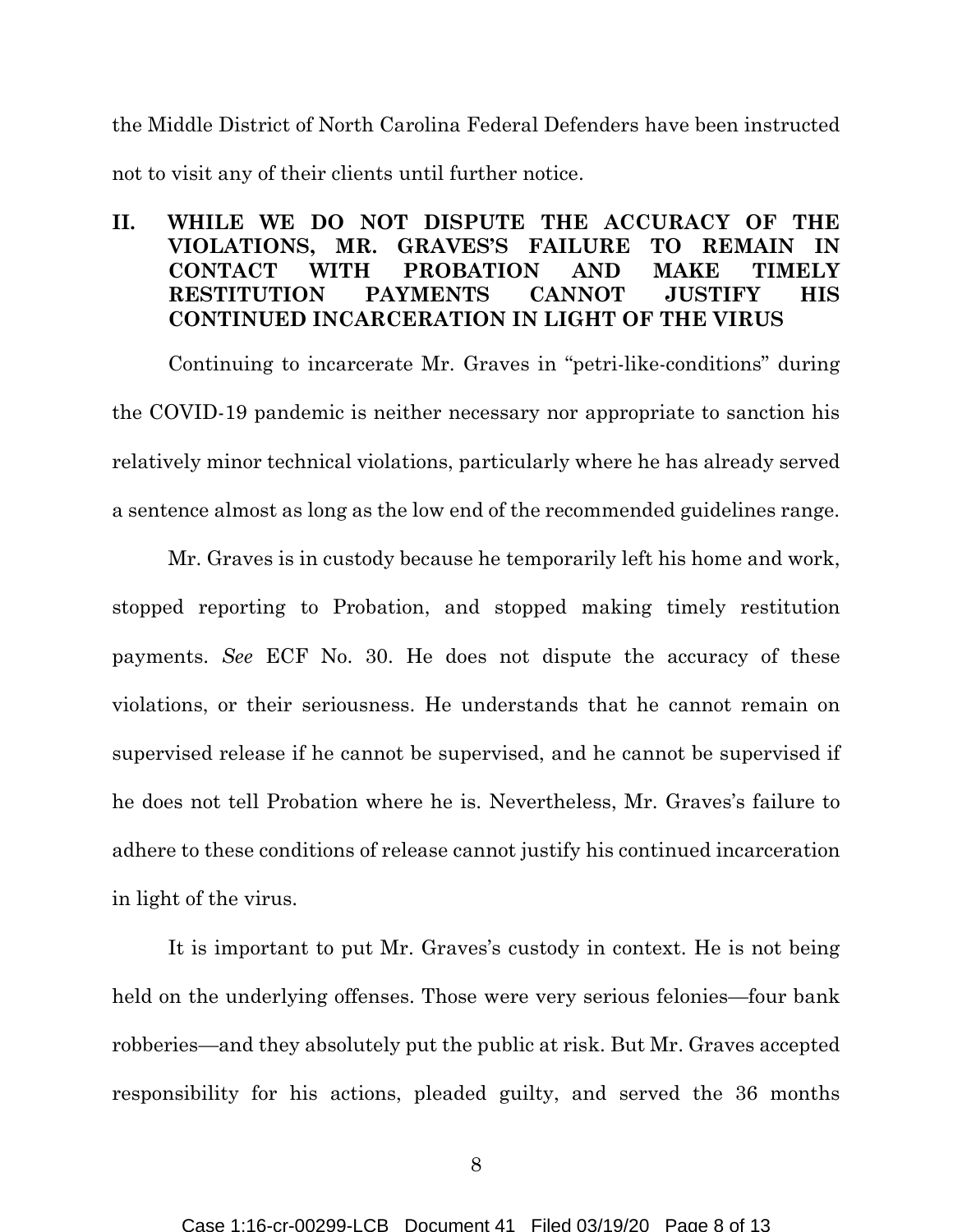the Middle District of North Carolina Federal Defenders have been instructed not to visit any of their clients until further notice.

## II. WHILE WE DO NOT DISPUTE THE ACCURACY OF THE VIOLATIONS, MR. GRAVES'S FAILURE TO REMAIN IN CONTACT WITH PROBATION AND MAKE TIMELY RESTITUTION PAYMENTS CANNOT JUSTIFY HIS CONTINUED INCARCERATION IN LIGHT OF THE VIRUS

Continuing to incarcerate Mr. Graves in "petri-like-conditions" during the COVID-19 pandemic is neither necessary nor appropriate to sanction his relatively minor technical violations, particularly where he has already served a sentence almost as long as the low end of the recommended guidelines range.

Mr. Graves is in custody because he temporarily left his home and work, stopped reporting to Probation, and stopped making timely restitution payments. *See* ECF No. 30. He does not dispute the accuracy of these violations, or their seriousness. He understands that he cannot remain on supervised release if he cannot be supervised, and he cannot be supervised if he does not tell Probation where he is. Nevertheless, Mr. Graves's failure to adhere to these conditions of release cannot justify his continued incarceration in light of the virus.

It is important to put Mr. Graves's custody in context. He is not being held on the underlying offenses. Those were very serious felonies—four bank robberies—and they absolutely put the public at risk. But Mr. Graves accepted responsibility for his actions, pleaded guilty, and served the 36 months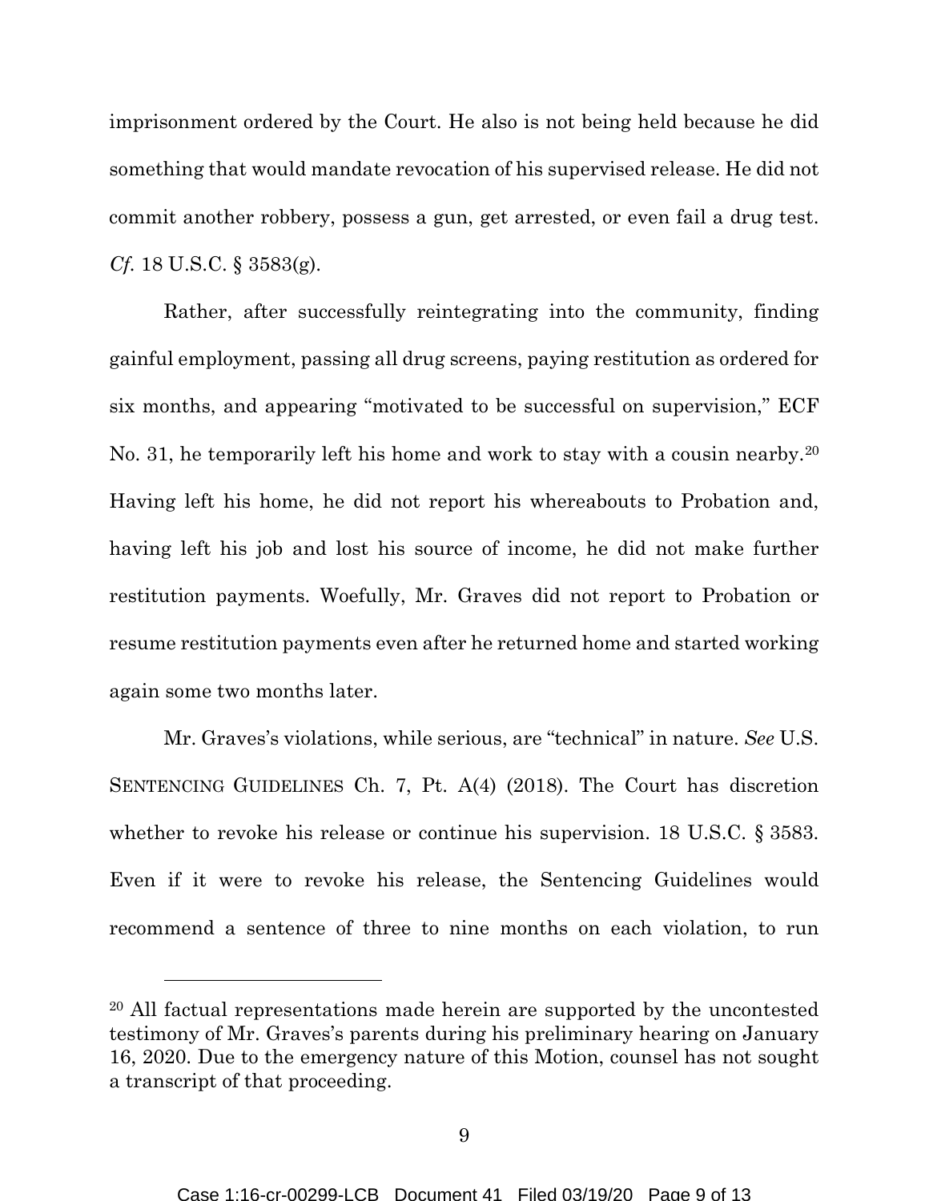imprisonment ordered by the Court. He also is not being held because he did something that would mandate revocation of his supervised release. He did not commit another robbery, possess a gun, get arrested, or even fail a drug test. *Cf.* 18 U.S.C. § 3583(g).

Rather, after successfully reintegrating into the community, finding gainful employment, passing all drug screens, paying restitution as ordered for six months, and appearing "motivated to be successful on supervision," ECF No. 31, he temporarily left his home and work to stay with a cousin nearby.[20] Having left his home, he did not report his whereabouts to Probation and, having left his job and lost his source of income, he did not make further restitution payments. Woefully, Mr. Graves did not report to Probation or resume restitution payments even after he returned home and started working again some two months later.

Mr. Graves's violations, while serious, are "technical" in nature. *See* U.S. SENTENCING GUIDELINES Ch. 7, Pt. A(4) (2018). The Court has discretion whether to revoke his release or continue his supervision. 18 U.S.C. § 3583. Even if it were to revoke his release, the Sentencing Guidelines would recommend a sentence of three to nine months on each violation, to run

---

[20] All factual representations made herein are supported by the uncontested testimony of Mr. Graves's parents during his preliminary hearing on January 16, 2020. Due to the emergency nature of this Motion, counsel has not sought a transcript of that proceeding.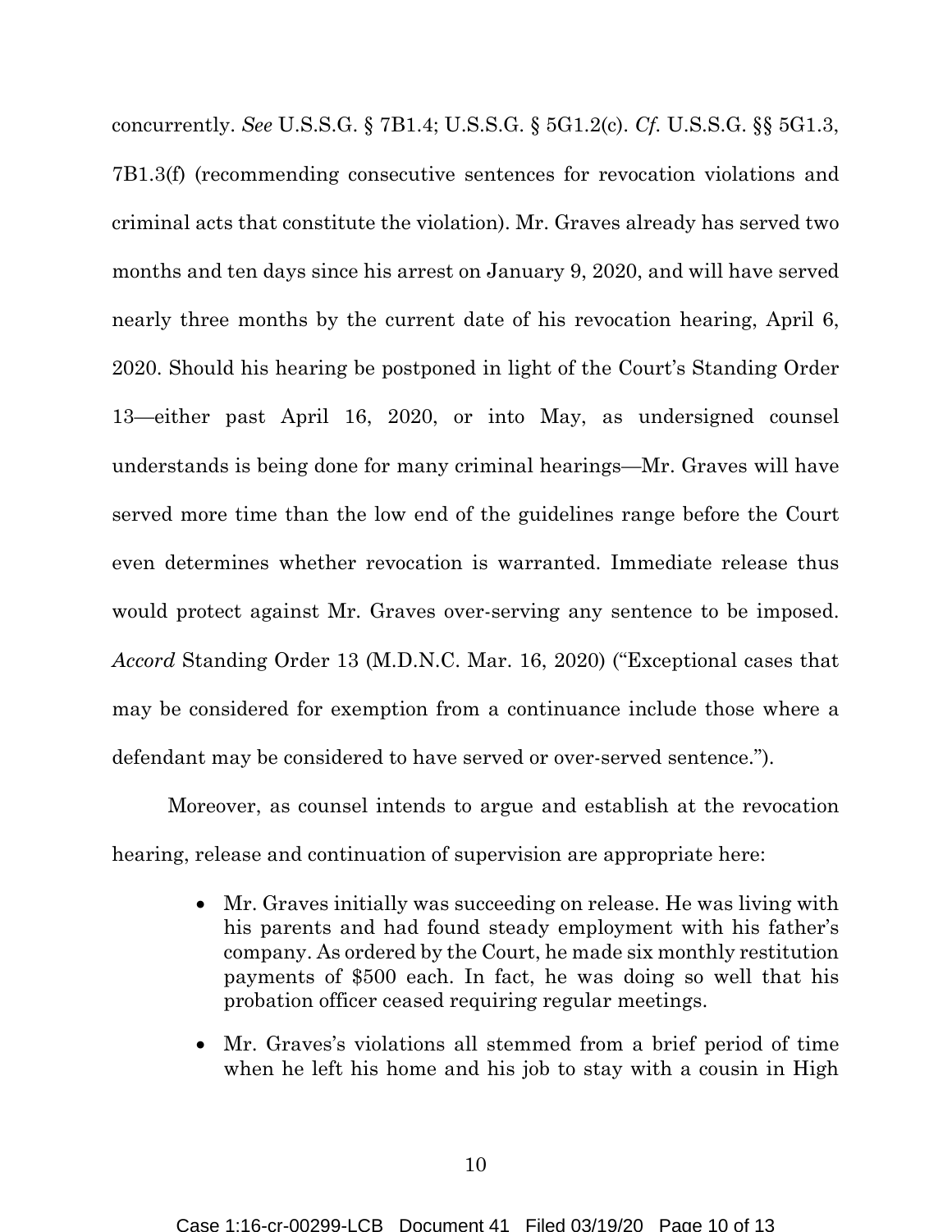concurrently. *See* U.S.S.G. § 7B1.4; U.S.S.G. § 5G1.2(c). *Cf.* U.S.S.G. §§ 5G1.3, 7B1.3(f) (recommending consecutive sentences for revocation violations and criminal acts that constitute the violation). Mr. Graves already has served two months and ten days since his arrest on January 9, 2020, and will have served nearly three months by the current date of his revocation hearing, April 6, 2020. Should his hearing be postponed in light of the Court's Standing Order 13—either past April 16, 2020, or into May, as undersigned counsel understands is being done for many criminal hearings—Mr. Graves will have served more time than the low end of the guidelines range before the Court even determines whether revocation is warranted. Immediate release thus would protect against Mr. Graves over-serving any sentence to be imposed. *Accord* Standing Order 13 (M.D.N.C. Mar. 16, 2020) ("Exceptional cases that may be considered for exemption from a continuance include those where a defendant may be considered to have served or over-served sentence.").

Moreover, as counsel intends to argue and establish at the revocation hearing, release and continuation of supervision are appropriate here:

- Mr. Graves initially was succeeding on release. He was living with his parents and had found steady employment with his father's company. As ordered by the Court, he made six monthly restitution payments of $500 each. In fact, he was doing so well that his probation officer ceased requiring regular meetings.
- Mr. Graves's violations all stemmed from a brief period of time when he left his home and his job to stay with a cousin in High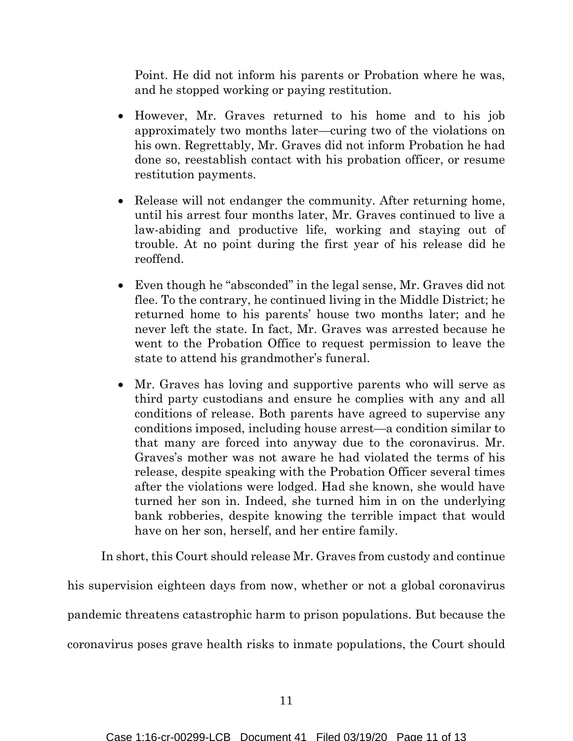Point. He did not inform his parents or Probation where he was, and he stopped working or paying restitution.

- However, Mr. Graves returned to his home and to his job approximately two months later—curing two of the violations on his own. Regrettably, Mr. Graves did not inform Probation he had done so, reestablish contact with his probation officer, or resume restitution payments.

- Release will not endanger the community. After returning home, until his arrest four months later, Mr. Graves continued to live a law-abiding and productive life, working and staying out of trouble. At no point during the first year of his release did he reoffend.

- Even though he "absconded" in the legal sense, Mr. Graves did not flee. To the contrary, he continued living in the Middle District; he returned home to his parents' house two months later; and he never left the state. In fact, Mr. Graves was arrested because he went to the Probation Office to request permission to leave the state to attend his grandmother's funeral.

- Mr. Graves has loving and supportive parents who will serve as third party custodians and ensure he complies with any and all conditions of release. Both parents have agreed to supervise any conditions imposed, including house arrest—a condition similar to that many are forced into anyway due to the coronavirus. Mr. Graves's mother was not aware he had violated the terms of his release, despite speaking with the Probation Officer several times after the violations were lodged. Had she known, she would have turned her son in. Indeed, she turned him in on the underlying bank robberies, despite knowing the terrible impact that would have on her son, herself, and her entire family.

In short, this Court should release Mr. Graves from custody and continue his supervision eighteen days from now, whether or not a global coronavirus pandemic threatens catastrophic harm to prison populations. But because the coronavirus poses grave health risks to inmate populations, the Court should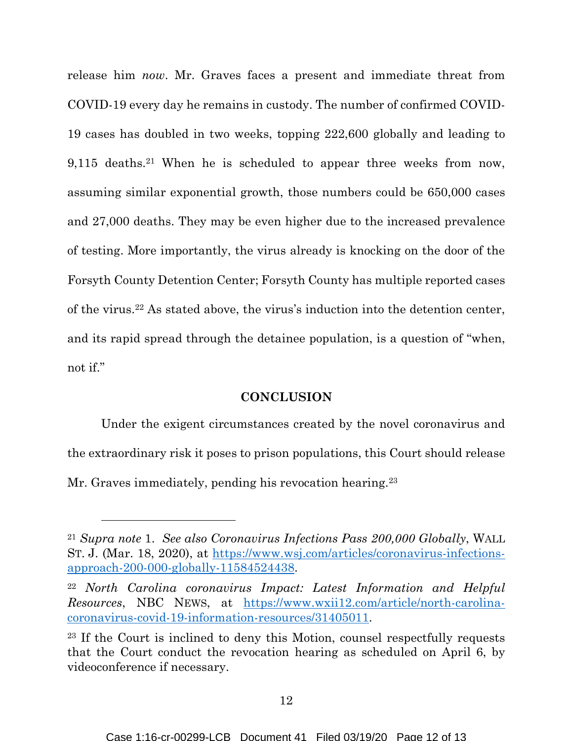release him *now*. Mr. Graves faces a present and immediate threat from COVID-19 every day he remains in custody. The number of confirmed COVID-19 cases has doubled in two weeks, topping 222,600 globally and leading to 9,115 deaths.[21] When he is scheduled to appear three weeks from now, assuming similar exponential growth, those numbers could be 650,000 cases and 27,000 deaths. They may be even higher due to the increased prevalence of testing. More importantly, the virus already is knocking on the door of the Forsyth County Detention Center; Forsyth County has multiple reported cases of the virus.[22] As stated above, the virus's induction into the detention center, and its rapid spread through the detainee population, is a question of "when, not if."

## CONCLUSION

Under the exigent circumstances created by the novel coronavirus and the extraordinary risk it poses to prison populations, this Court should release Mr. Graves immediately, pending his revocation hearing.[23]

---

[21] *Supra note* 1. *See also Coronavirus Infections Pass 200,000 Globally*, WALL ST. J. (Mar. 18, 2020), at https://www.wsj.com/articles/coronavirus-infections-approach-200-000-globally-11584524438.

[22] *North Carolina coronavirus Impact: Latest Information and Helpful Resources*, NBC NEWS, at https://www.wxii12.com/article/north-carolina-coronavirus-covid-19-information-resources/31405011.

[23] If the Court is inclined to deny this Motion, counsel respectfully requests that the Court conduct the revocation hearing as scheduled on April 6, by videoconference if necessary.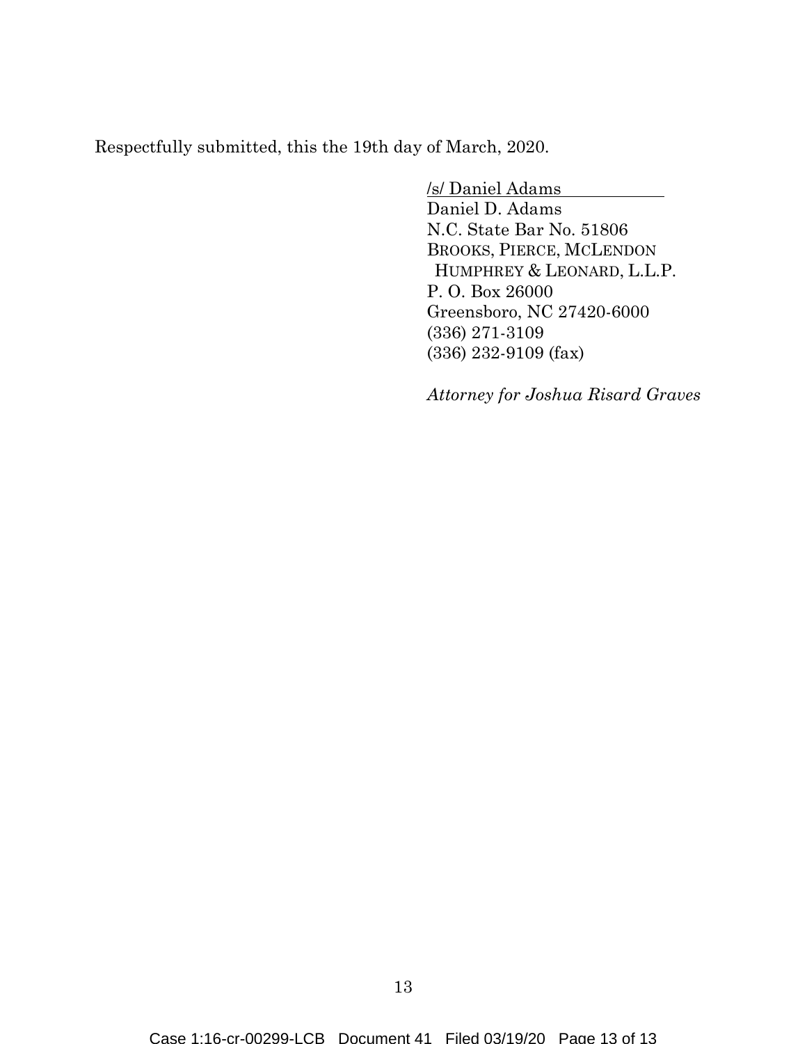Respectfully submitted, this the 19th day of March, 2020.

/s/ Daniel Adams
Daniel D. Adams
N.C. State Bar No. 51806
BROOKS, PIERCE, MCLENDON
HUMPHREY & LEONARD, L.L.P.
P. O. Box 26000
Greensboro, NC 27420-6000
(336) 271-3109
(336) 232-9109 (fax)

*Attorney for Joshua Risard Graves*